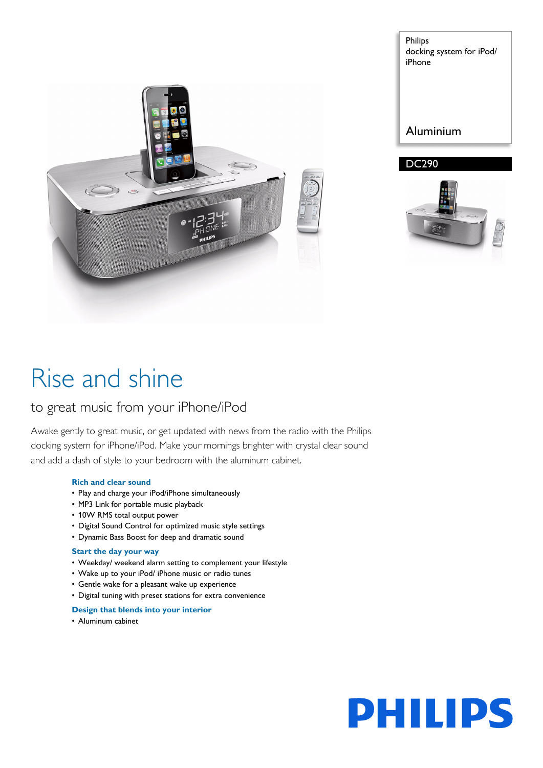Philips
docking system for iPod/ iPhone

Aluminium

DC290

# Rise and shine

## to great music from your iPhone/iPod

Awake gently to great music, or get updated with news from the radio with the Philips docking system for iPhone/iPod. Make your mornings brighter with crystal clear sound and add a dash of style to your bedroom with the aluminum cabinet.

### Rich and clear sound

- Play and charge your iPod/iPhone simultaneously
- MP3 Link for portable music playback
- 10W RMS total output power
- Digital Sound Control for optimized music style settings
- Dynamic Bass Boost for deep and dramatic sound

### Start the day your way

- Weekday/ weekend alarm setting to complement your lifestyle
- Wake up to your iPod/ iPhone music or radio tunes
- Gentle wake for a pleasant wake up experience
- Digital tuning with preset stations for extra convenience

### Design that blends into your interior

- Aluminum cabinet

PHILIPS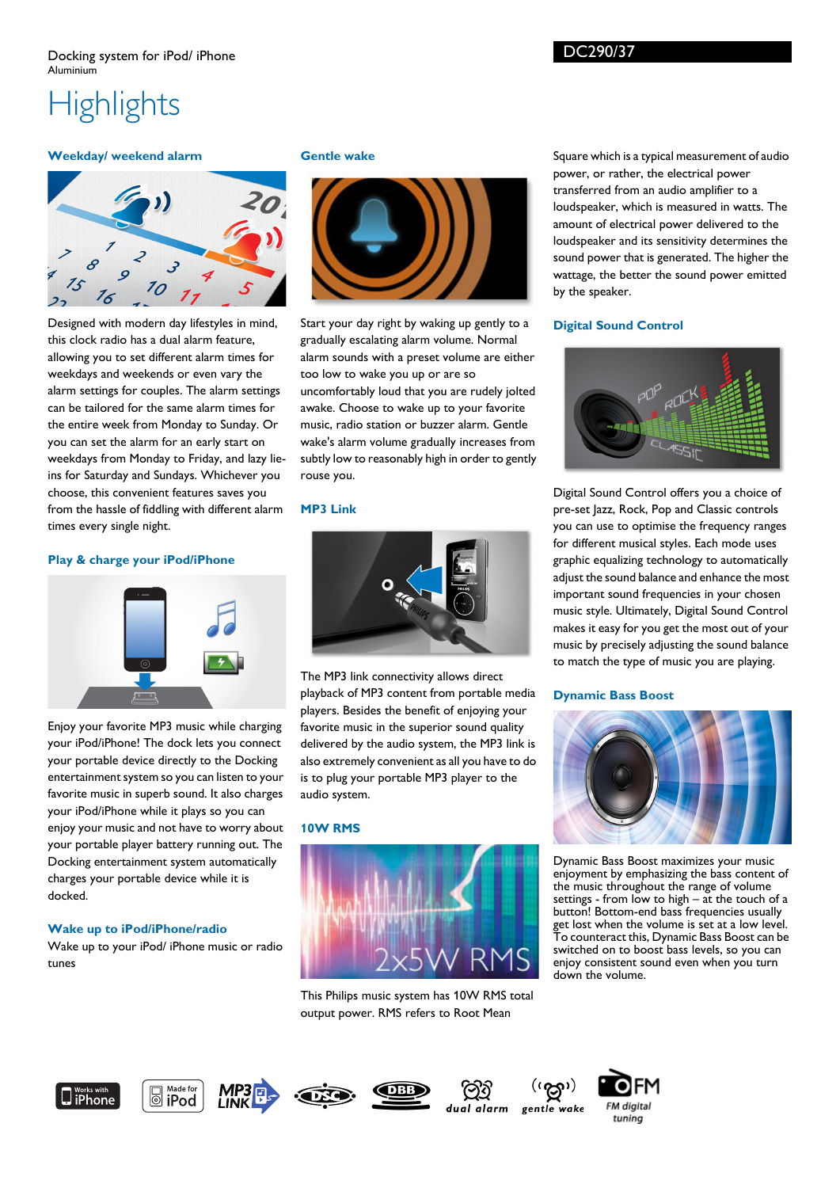Docking system for iPod/ iPhone
Aluminium

DC290/37

# Highlights

### Weekday/ weekend alarm

Designed with modern day lifestyles in mind, this clock radio has a dual alarm feature, allowing you to set different alarm times for weekdays and weekends or even vary the alarm settings for couples. The alarm settings can be tailored for the same alarm times for the entire week from Monday to Sunday. Or you can set the alarm for an early start on weekdays from Monday to Friday, and lazy lie-ins for Saturday and Sundays. Whichever you choose, this convenient features saves you from the hassle of fiddling with different alarm times every single night.

### Play & charge your iPod/iPhone

Enjoy your favorite MP3 music while charging your iPod/iPhone! The dock lets you connect your portable device directly to the Docking entertainment system so you can listen to your favorite music in superb sound. It also charges your iPod/iPhone while it plays so you can enjoy your music and not have to worry about your portable player battery running out. The Docking entertainment system automatically charges your portable device while it is docked.

### Wake up to iPod/iPhone/radio

Wake up to your iPod/ iPhone music or radio tunes

### Gentle wake

Start your day right by waking up gently to a gradually escalating alarm volume. Normal alarm sounds with a preset volume are either too low to wake you up or are so uncomfortably loud that you are rudely jolted awake. Choose to wake up to your favorite music, radio station or buzzer alarm. Gentle wake's alarm volume gradually increases from subtly low to reasonably high in order to gently rouse you.

### MP3 Link

The MP3 link connectivity allows direct playback of MP3 content from portable media players. Besides the benefit of enjoying your favorite music in the superior sound quality delivered by the audio system, the MP3 link is also extremely convenient as all you have to do is to plug your portable MP3 player to the audio system.

### 10W RMS

This Philips music system has 10W RMS total output power. RMS refers to Root Mean Square which is a typical measurement of audio power, or rather, the electrical power transferred from an audio amplifier to a loudspeaker, which is measured in watts. The amount of electrical power delivered to the loudspeaker and its sensitivity determines the sound power that is generated. The higher the wattage, the better the sound power emitted by the speaker.

### Digital Sound Control

Digital Sound Control offers you a choice of pre-set Jazz, Rock, Pop and Classic controls you can use to optimise the frequency ranges for different musical styles. Each mode uses graphic equalizing technology to automatically adjust the sound balance and enhance the most important sound frequencies in your chosen music style. Ultimately, Digital Sound Control makes it easy for you get the most out of your music by precisely adjusting the sound balance to match the type of music you are playing.

### Dynamic Bass Boost

Dynamic Bass Boost maximizes your music enjoyment by emphasizing the bass content of the music throughout the range of volume settings - from low to high – at the touch of a button! Bottom-end bass frequencies usually get lost when the volume is set at a low level. To counteract this, Dynamic Bass Boost can be switched on to boost bass levels, so you can enjoy consistent sound even when you turn down the volume.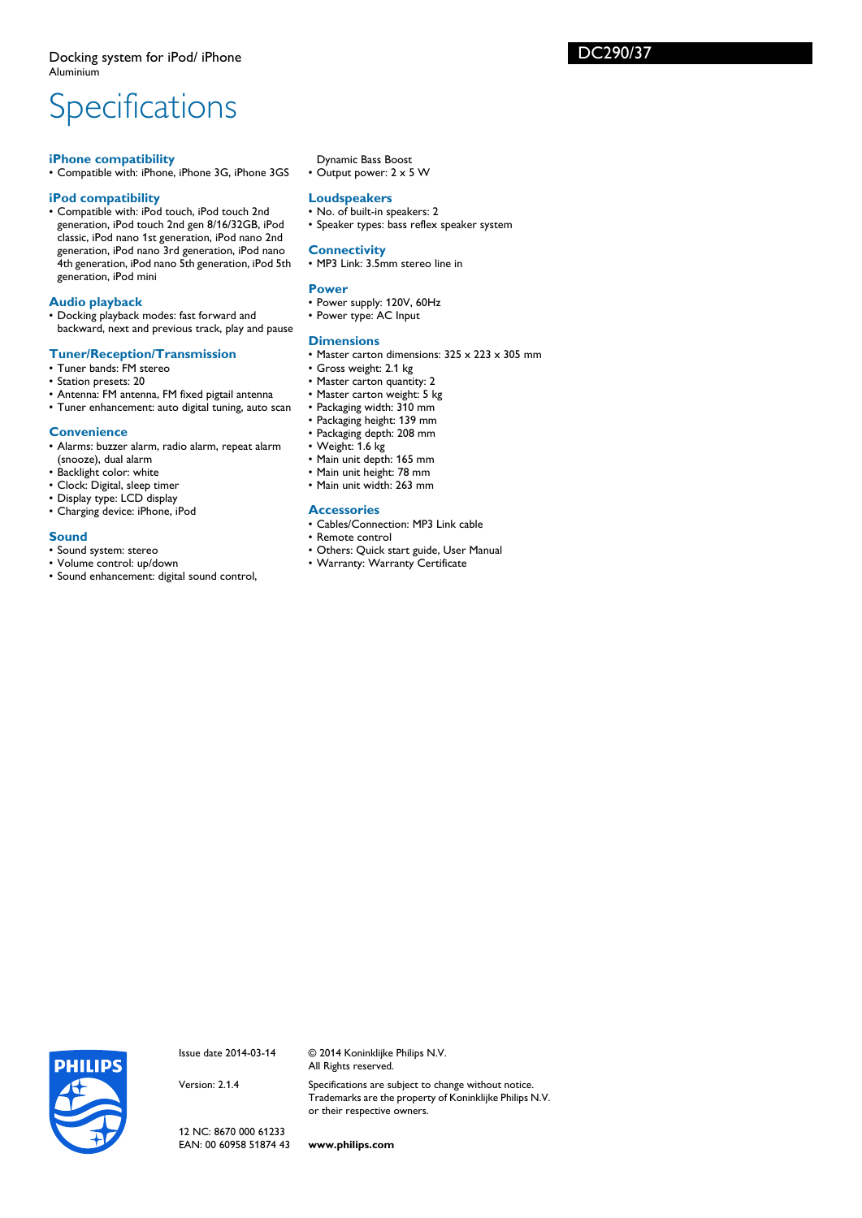Docking system for iPod/ iPhone
Aluminium

DC290/37

# Specifications

### iPhone compatibility
- Compatible with: iPhone, iPhone 3G, iPhone 3GS

### iPod compatibility
- Compatible with: iPod touch, iPod touch 2nd generation, iPod touch 2nd gen 8/16/32GB, iPod classic, iPod nano 1st generation, iPod nano 2nd generation, iPod nano 3rd generation, iPod nano 4th generation, iPod nano 5th generation, iPod 5th generation, iPod mini

### Audio playback
- Docking playback modes: fast forward and backward, next and previous track, play and pause

### Tuner/Reception/Transmission
- Tuner bands: FM stereo
- Station presets: 20
- Antenna: FM antenna, FM fixed pigtail antenna
- Tuner enhancement: auto digital tuning, auto scan

### Convenience
- Alarms: buzzer alarm, radio alarm, repeat alarm (snooze), dual alarm
- Backlight color: white
- Clock: Digital, sleep timer
- Display type: LCD display
- Charging device: iPhone, iPod

### Sound
- Sound system: stereo
- Volume control: up/down
- Sound enhancement: digital sound control, Dynamic Bass Boost
- Output power: 2 x 5 W

### Loudspeakers
- No. of built-in speakers: 2
- Speaker types: bass reflex speaker system

### Connectivity
- MP3 Link: 3.5mm stereo line in

### Power
- Power supply: 120V, 60Hz
- Power type: AC Input

### Dimensions
- Master carton dimensions: 325 x 223 x 305 mm
- Gross weight: 2.1 kg
- Master carton quantity: 2
- Master carton weight: 5 kg
- Packaging width: 310 mm
- Packaging height: 139 mm
- Packaging depth: 208 mm
- Weight: 1.6 kg
- Main unit depth: 165 mm
- Main unit height: 78 mm
- Main unit width: 263 mm

### Accessories
- Cables/Connection: MP3 Link cable
- Remote control
- Others: Quick start guide, User Manual
- Warranty: Warranty Certificate

Issue date 2014-03-14

Version: 2.1.4

12 NC: 8670 000 61233
EAN: 00 60958 51874 43

© 2014 Koninklijke Philips N.V.
All Rights reserved.

Specifications are subject to change without notice. Trademarks are the property of Koninklijke Philips N.V. or their respective owners.

**www.philips.com**